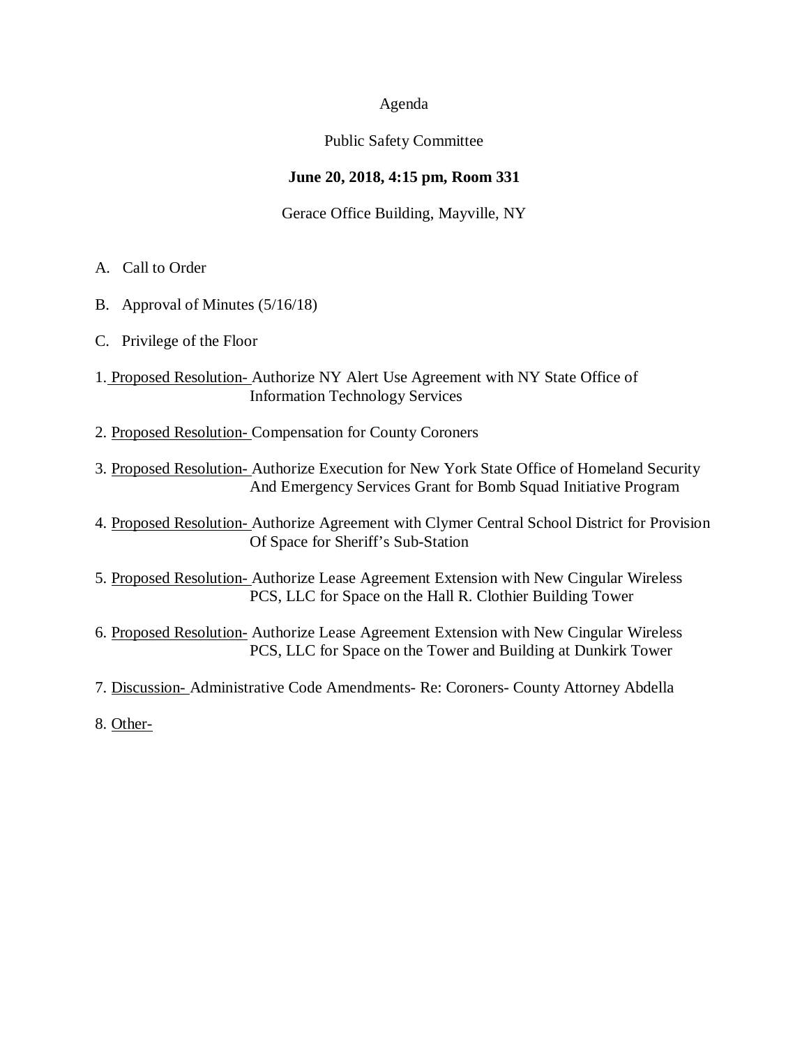Agenda

Public Safety Committee

**June 20, 2018, 4:15 pm, Room 331**

Gerace Office Building, Mayville, NY

A. Call to Order

B. Approval of Minutes (5/16/18)

C. Privilege of the Floor

1. Proposed Resolution- Authorize NY Alert Use Agreement with NY State Office of Information Technology Services

2. Proposed Resolution- Compensation for County Coroners

3. Proposed Resolution- Authorize Execution for New York State Office of Homeland Security And Emergency Services Grant for Bomb Squad Initiative Program

4. Proposed Resolution- Authorize Agreement with Clymer Central School District for Provision Of Space for Sheriff's Sub-Station

5. Proposed Resolution- Authorize Lease Agreement Extension with New Cingular Wireless PCS, LLC for Space on the Hall R. Clothier Building Tower

6. Proposed Resolution- Authorize Lease Agreement Extension with New Cingular Wireless PCS, LLC for Space on the Tower and Building at Dunkirk Tower

7. Discussion- Administrative Code Amendments- Re: Coroners- County Attorney Abdella

8. Other-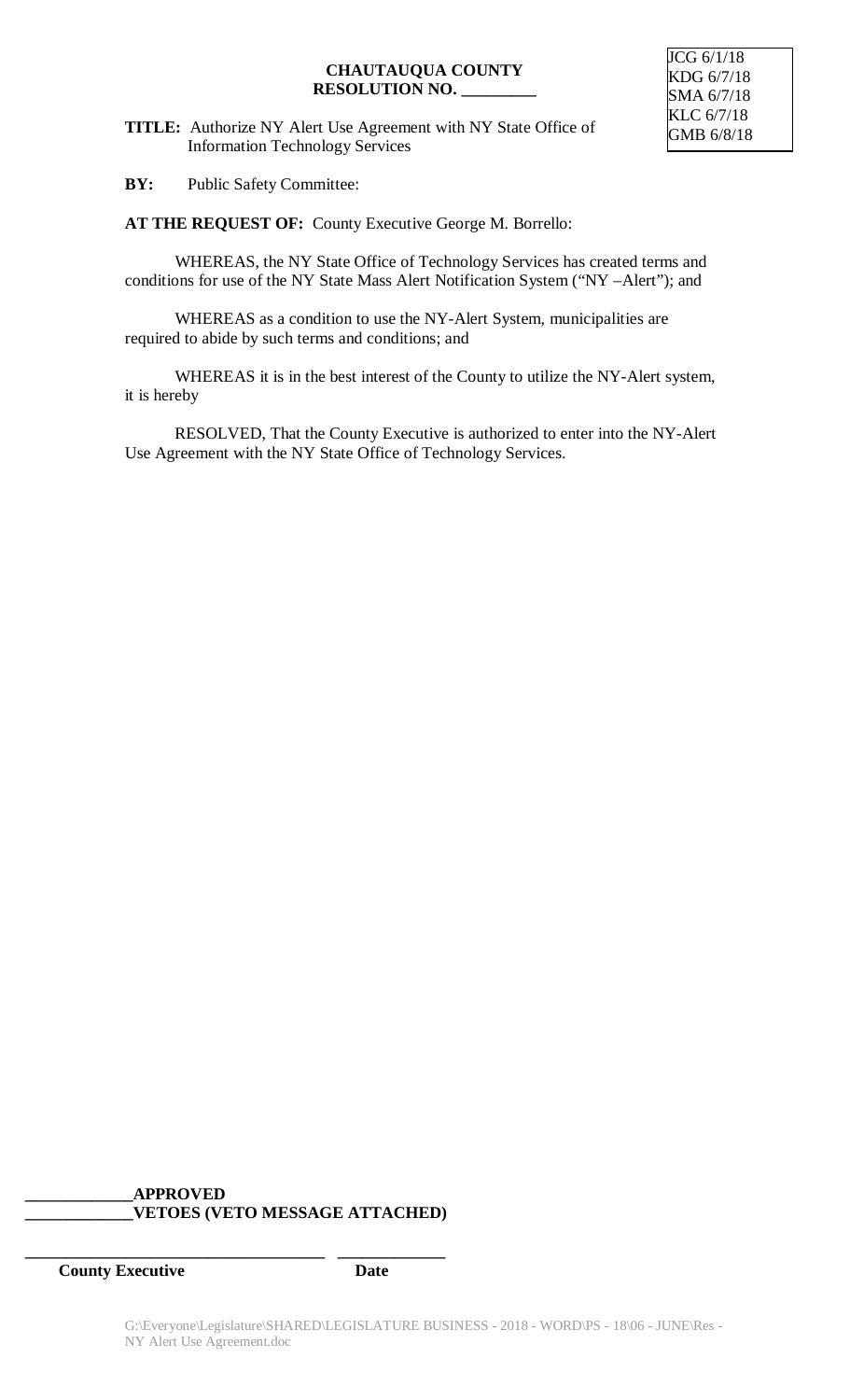JCG 6/1/18
KDG 6/7/18
SMA 6/7/18
KLC 6/7/18
GMB 6/8/18

**CHAUTAUQUA COUNTY**
**RESOLUTION NO. _________**

**TITLE:** Authorize NY Alert Use Agreement with NY State Office of Information Technology Services

**BY:** Public Safety Committee:

**AT THE REQUEST OF:** County Executive George M. Borrello:

WHEREAS, the NY State Office of Technology Services has created terms and conditions for use of the NY State Mass Alert Notification System ("NY –Alert"); and

WHEREAS as a condition to use the NY-Alert System, municipalities are required to abide by such terms and conditions; and

WHEREAS it is in the best interest of the County to utilize the NY-Alert system, it is hereby

RESOLVED, That the County Executive is authorized to enter into the NY-Alert Use Agreement with the NY State Office of Technology Services.

**_____________APPROVED**
**_____________VETOES (VETO MESSAGE ATTACHED)**

**_____________________________________ _____________**
**County Executive Date**

G:\Everyone\Legislature\SHARED\LEGISLATURE BUSINESS - 2018 - WORD\PS - 18\06 - JUNE\Res - NY Alert Use Agreement.doc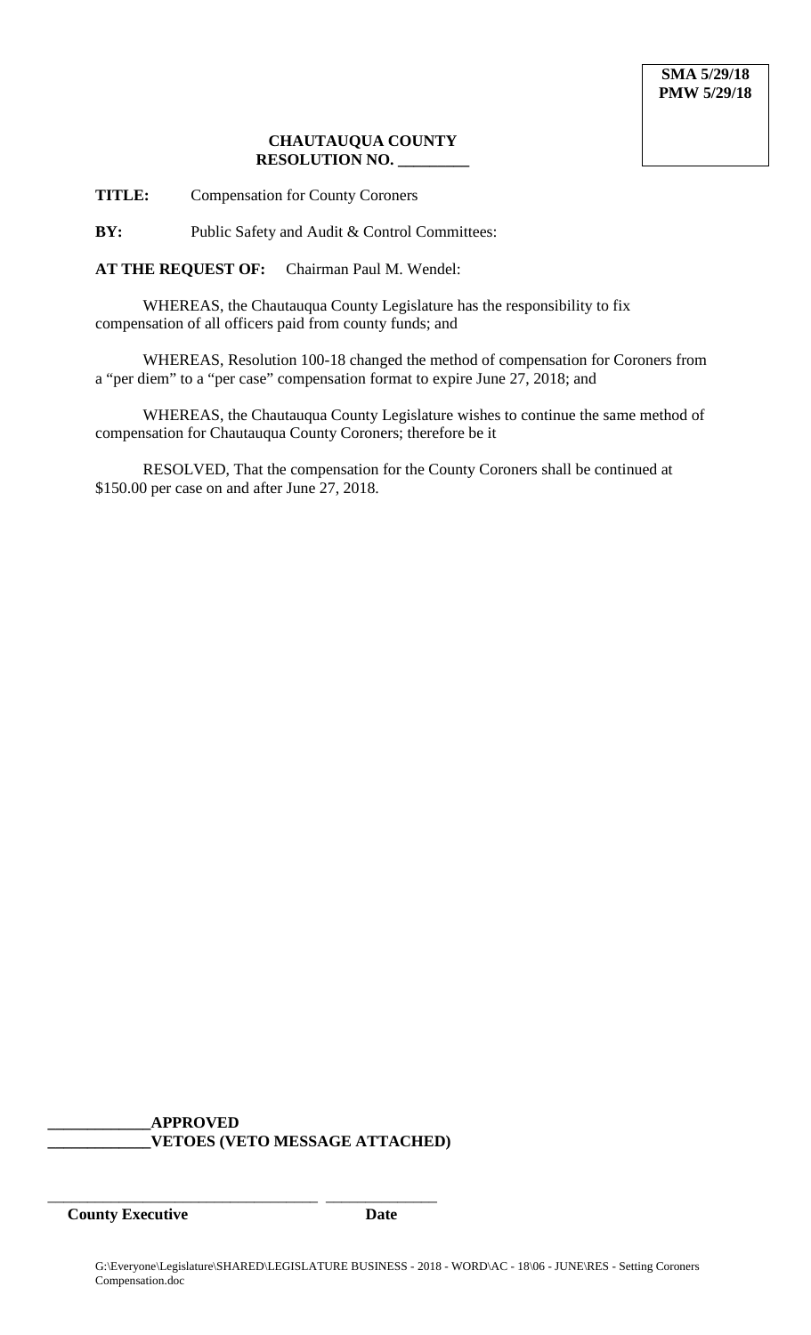**SMA 5/29/18**
**PMW 5/29/18**

**CHAUTAUQUA COUNTY**
**RESOLUTION NO. _________**

**TITLE:** Compensation for County Coroners

**BY:** Public Safety and Audit & Control Committees:

**AT THE REQUEST OF:** Chairman Paul M. Wendel:

WHEREAS, the Chautauqua County Legislature has the responsibility to fix compensation of all officers paid from county funds; and

WHEREAS, Resolution 100-18 changed the method of compensation for Coroners from a "per diem" to a "per case" compensation format to expire June 27, 2018; and

WHEREAS, the Chautauqua County Legislature wishes to continue the same method of compensation for Chautauqua County Coroners; therefore be it

RESOLVED, That the compensation for the County Coroners shall be continued at $150.00 per case on and after June 27, 2018.

**_____________APPROVED**
**_____________VETOES (VETO MESSAGE ATTACHED)**

___________________________________ _______________
**County Executive** **Date**

G:\Everyone\Legislature\SHARED\LEGISLATURE BUSINESS - 2018 - WORD\AC - 18\06 - JUNE\RES - Setting Coroners Compensation.doc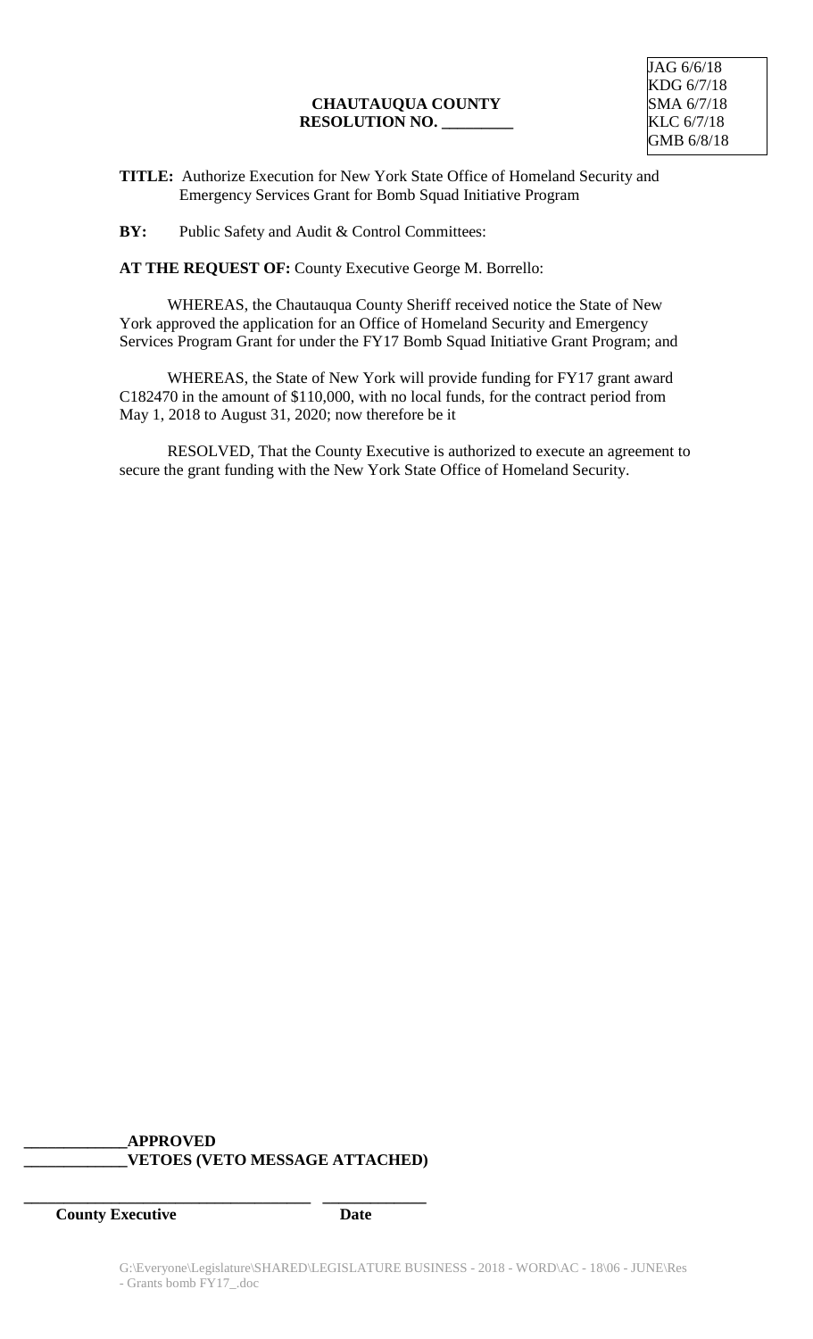JAG 6/6/18
KDG 6/7/18
SMA 6/7/18
KLC 6/7/18
GMB 6/8/18

**CHAUTAUQUA COUNTY**
**RESOLUTION NO. _________**

**TITLE:** Authorize Execution for New York State Office of Homeland Security and Emergency Services Grant for Bomb Squad Initiative Program

**BY:** Public Safety and Audit & Control Committees:

**AT THE REQUEST OF:** County Executive George M. Borrello:

WHEREAS, the Chautauqua County Sheriff received notice the State of New York approved the application for an Office of Homeland Security and Emergency Services Program Grant for under the FY17 Bomb Squad Initiative Grant Program; and

WHEREAS, the State of New York will provide funding for FY17 grant award C182470 in the amount of $110,000, with no local funds, for the contract period from May 1, 2018 to August 31, 2020; now therefore be it

RESOLVED, That the County Executive is authorized to execute an agreement to secure the grant funding with the New York State Office of Homeland Security.

**_____________APPROVED**
**_____________VETOES (VETO MESSAGE ATTACHED)**

**_____________________________________ _____________**
**County Executive Date**

G:\Everyone\Legislature\SHARED\LEGISLATURE BUSINESS - 2018 - WORD\AC - 18\06 - JUNE\Res - Grants bomb FY17_.doc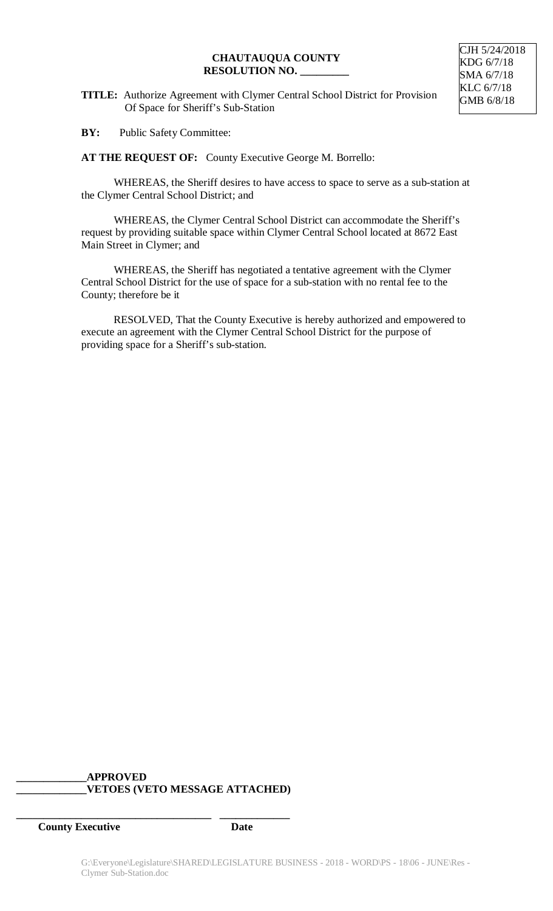CJH 5/24/2018
KDG 6/7/18
SMA 6/7/18
KLC 6/7/18
GMB 6/8/18

**CHAUTAUQUA COUNTY**
**RESOLUTION NO. _________**

**TITLE:** Authorize Agreement with Clymer Central School District for Provision Of Space for Sheriff's Sub-Station

**BY:** Public Safety Committee:

**AT THE REQUEST OF:** County Executive George M. Borrello:

WHEREAS, the Sheriff desires to have access to space to serve as a sub-station at the Clymer Central School District; and

WHEREAS, the Clymer Central School District can accommodate the Sheriff's request by providing suitable space within Clymer Central School located at 8672 East Main Street in Clymer; and

WHEREAS, the Sheriff has negotiated a tentative agreement with the Clymer Central School District for the use of space for a sub-station with no rental fee to the County; therefore be it

RESOLVED, That the County Executive is hereby authorized and empowered to execute an agreement with the Clymer Central School District for the purpose of providing space for a Sheriff's sub-station.

_____________**APPROVED**
_____________**VETOES (VETO MESSAGE ATTACHED)**

_____________________________________ _____________
**County Executive** **Date**

G:\Everyone\Legislature\SHARED\LEGISLATURE BUSINESS - 2018 - WORD\PS - 18\06 - JUNE\Res - Clymer Sub-Station.doc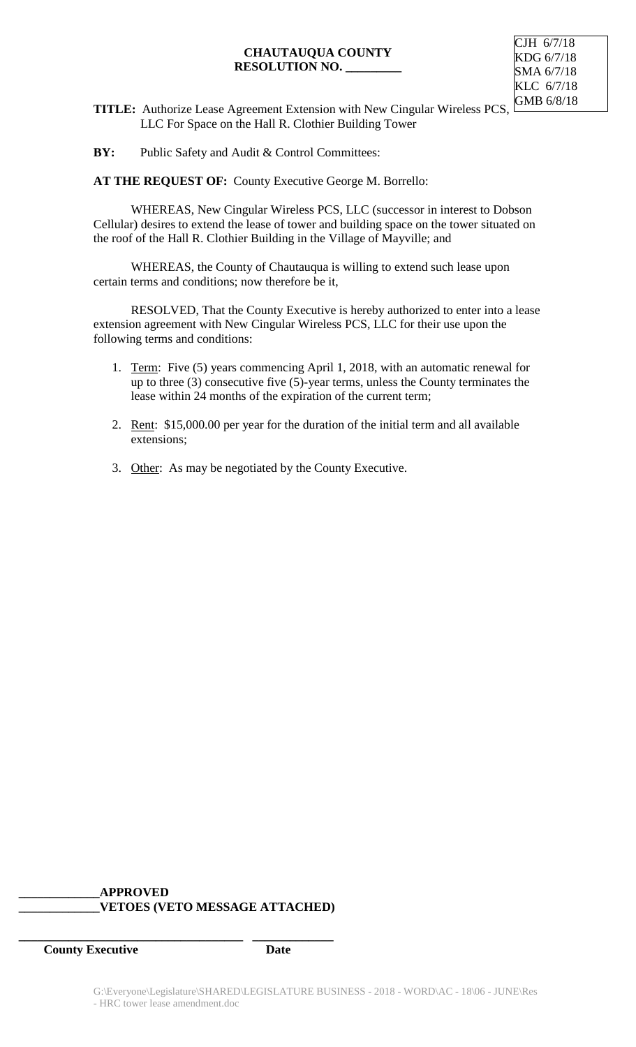CJH 6/7/18
KDG 6/7/18
SMA 6/7/18
KLC 6/7/18
GMB 6/8/18

**CHAUTAUQUA COUNTY**
**RESOLUTION NO. _________**

**TITLE:** Authorize Lease Agreement Extension with New Cingular Wireless PCS, LLC For Space on the Hall R. Clothier Building Tower

**BY:** Public Safety and Audit & Control Committees:

**AT THE REQUEST OF:** County Executive George M. Borrello:

WHEREAS, New Cingular Wireless PCS, LLC (successor in interest to Dobson Cellular) desires to extend the lease of tower and building space on the tower situated on the roof of the Hall R. Clothier Building in the Village of Mayville; and

WHEREAS, the County of Chautauqua is willing to extend such lease upon certain terms and conditions; now therefore be it,

RESOLVED, That the County Executive is hereby authorized to enter into a lease extension agreement with New Cingular Wireless PCS, LLC for their use upon the following terms and conditions:

1. Term: Five (5) years commencing April 1, 2018, with an automatic renewal for up to three (3) consecutive five (5)-year terms, unless the County terminates the lease within 24 months of the expiration of the current term;
2. Rent: $15,000.00 per year for the duration of the initial term and all available extensions;
3. Other: As may be negotiated by the County Executive.

**_____________APPROVED**
**_____________VETOES (VETO MESSAGE ATTACHED)**

_____________________________________ _____________
**County Executive** **Date**

G:\Everyone\Legislature\SHARED\LEGISLATURE BUSINESS - 2018 - WORD\AC - 18\06 - JUNE\Res - HRC tower lease amendment.doc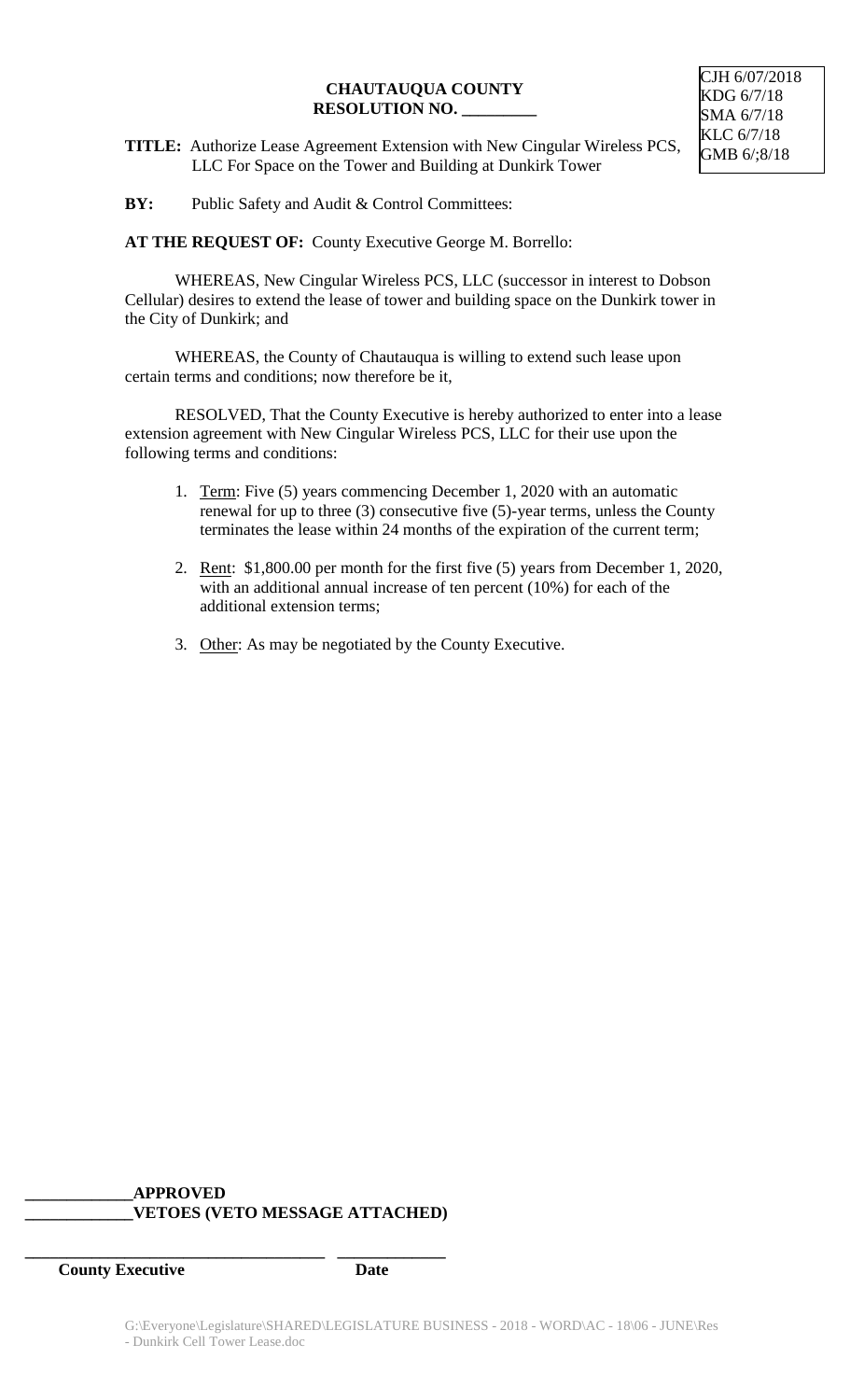CJH 6/07/2018
KDG 6/7/18
SMA 6/7/18
KLC 6/7/18
GMB 6/;8/18

**CHAUTAUQUA COUNTY**
**RESOLUTION NO. _________**

**TITLE:** Authorize Lease Agreement Extension with New Cingular Wireless PCS, LLC For Space on the Tower and Building at Dunkirk Tower

**BY:** Public Safety and Audit & Control Committees:

**AT THE REQUEST OF:** County Executive George M. Borrello:

WHEREAS, New Cingular Wireless PCS, LLC (successor in interest to Dobson Cellular) desires to extend the lease of tower and building space on the Dunkirk tower in the City of Dunkirk; and

WHEREAS, the County of Chautauqua is willing to extend such lease upon certain terms and conditions; now therefore be it,

RESOLVED, That the County Executive is hereby authorized to enter into a lease extension agreement with New Cingular Wireless PCS, LLC for their use upon the following terms and conditions:

1. Term: Five (5) years commencing December 1, 2020 with an automatic renewal for up to three (3) consecutive five (5)-year terms, unless the County terminates the lease within 24 months of the expiration of the current term;
2. Rent: $1,800.00 per month for the first five (5) years from December 1, 2020, with an additional annual increase of ten percent (10%) for each of the additional extension terms;
3. Other: As may be negotiated by the County Executive.

**_____________APPROVED**
**_____________VETOES (VETO MESSAGE ATTACHED)**

**_____________________________________ _____________**
**County Executive Date**

G:\Everyone\Legislature\SHARED\LEGISLATURE BUSINESS - 2018 - WORD\AC - 18\06 - JUNE\Res - Dunkirk Cell Tower Lease.doc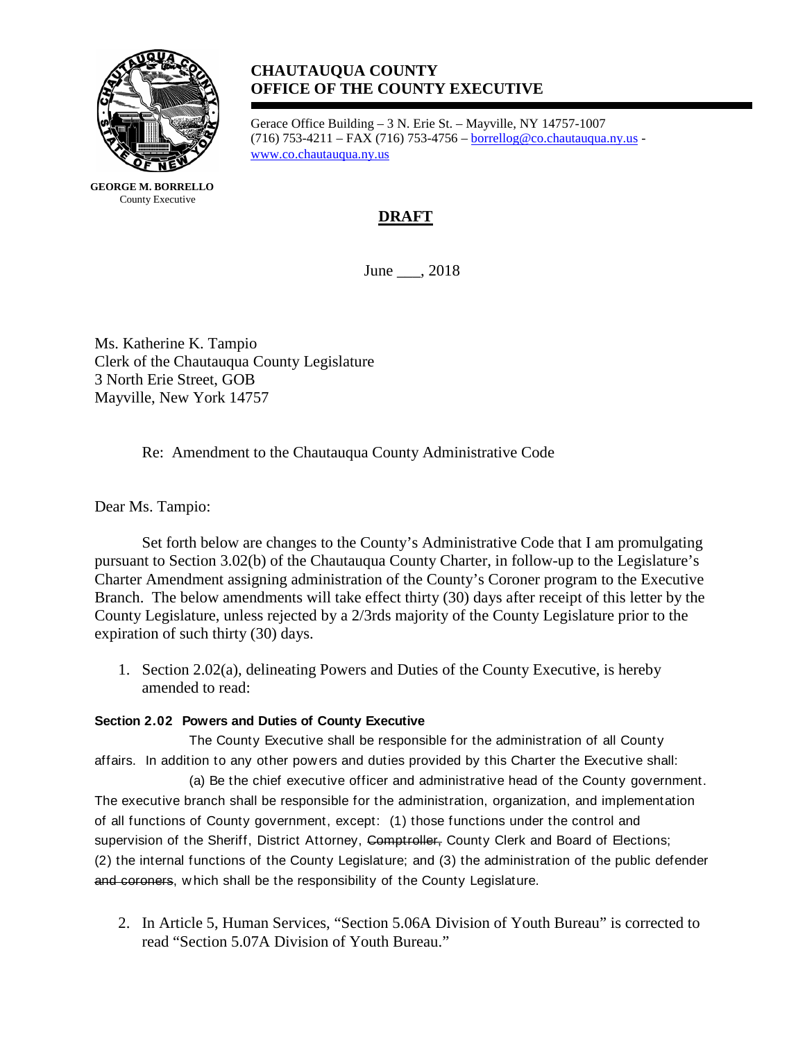**CHAUTAUQUA COUNTY**
**OFFICE OF THE COUNTY EXECUTIVE**

Gerace Office Building – 3 N. Erie St. – Mayville, NY 14757-1007
(716) 753-4211 – FAX (716) 753-4756 – borrellog@co.chautauqua.ny.us - www.co.chautauqua.ny.us

**GEORGE M. BORRELLO**
County Executive

**DRAFT**

June ___, 2018

Ms. Katherine K. Tampio
Clerk of the Chautauqua County Legislature
3 North Erie Street, GOB
Mayville, New York 14757

Re: Amendment to the Chautauqua County Administrative Code

Dear Ms. Tampio:

Set forth below are changes to the County's Administrative Code that I am promulgating pursuant to Section 3.02(b) of the Chautauqua County Charter, in follow-up to the Legislature's Charter Amendment assigning administration of the County's Coroner program to the Executive Branch. The below amendments will take effect thirty (30) days after receipt of this letter by the County Legislature, unless rejected by a 2/3rds majority of the County Legislature prior to the expiration of such thirty (30) days.

1. Section 2.02(a), delineating Powers and Duties of the County Executive, is hereby amended to read:

**Section 2.02 Powers and Duties of County Executive**

The County Executive shall be responsible for the administration of all County affairs. In addition to any other powers and duties provided by this Charter the Executive shall:

(a) Be the chief executive officer and administrative head of the County government. The executive branch shall be responsible for the administration, organization, and implementation of all functions of County government, except: (1) those functions under the control and supervision of the Sheriff, District Attorney, ~~Comptroller,~~ County Clerk and Board of Elections; (2) the internal functions of the County Legislature; and (3) the administration of the public defender ~~and coroners~~, which shall be the responsibility of the County Legislature.

2. In Article 5, Human Services, "Section 5.06A Division of Youth Bureau" is corrected to read "Section 5.07A Division of Youth Bureau."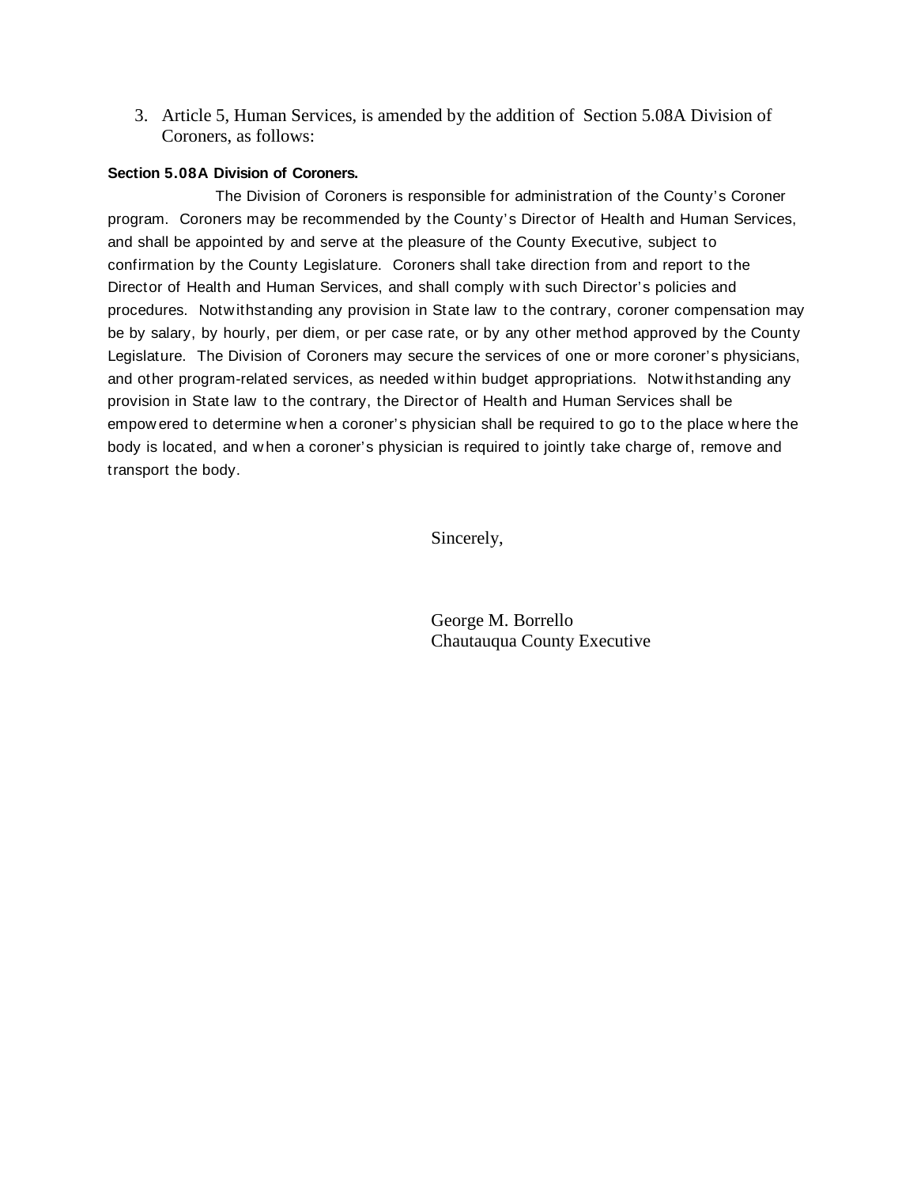3. Article 5, Human Services, is amended by the addition of Section 5.08A Division of Coroners, as follows:

**Section 5.08A Division of Coroners.**

The Division of Coroners is responsible for administration of the County's Coroner program. Coroners may be recommended by the County's Director of Health and Human Services, and shall be appointed by and serve at the pleasure of the County Executive, subject to confirmation by the County Legislature. Coroners shall take direction from and report to the Director of Health and Human Services, and shall comply with such Director's policies and procedures. Notwithstanding any provision in State law to the contrary, coroner compensation may be by salary, by hourly, per diem, or per case rate, or by any other method approved by the County Legislature. The Division of Coroners may secure the services of one or more coroner's physicians, and other program-related services, as needed within budget appropriations. Notwithstanding any provision in State law to the contrary, the Director of Health and Human Services shall be empowered to determine when a coroner's physician shall be required to go to the place where the body is located, and when a coroner's physician is required to jointly take charge of, remove and transport the body.

Sincerely,

George M. Borrello
Chautauqua County Executive